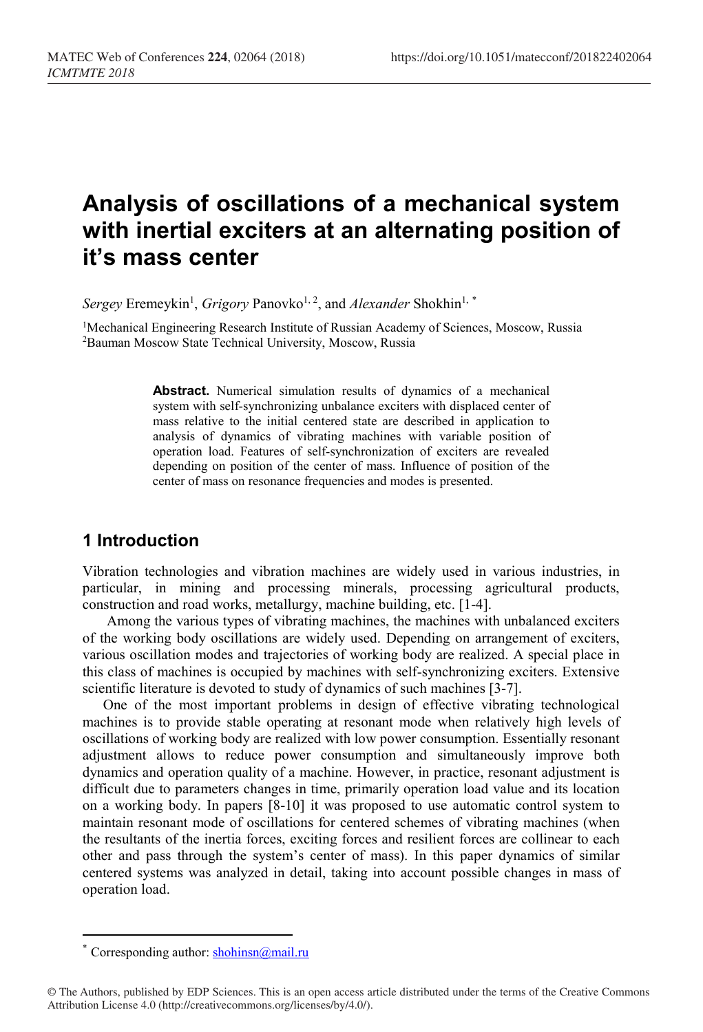# Analysis of oscillations of a mechanical system with inertial exciters at an alternating position of it's mass center

*Sergey* Eremeykin[1], *Grigory* Panovko[1, 2], and *Alexander* Shokhin[1, *]

[1]Mechanical Engineering Research Institute of Russian Academy of Sciences, Moscow, Russia
[2]Bauman Moscow State Technical University, Moscow, Russia

> **Abstract.** Numerical simulation results of dynamics of a mechanical system with self-synchronizing unbalance exciters with displaced center of mass relative to the initial centered state are described in application to analysis of dynamics of vibrating machines with variable position of operation load. Features of self-synchronization of exciters are revealed depending on position of the center of mass. Influence of position of the center of mass on resonance frequencies and modes is presented.

## 1 Introduction

Vibration technologies and vibration machines are widely used in various industries, in particular, in mining and processing minerals, processing agricultural products, construction and road works, metallurgy, machine building, etc. [1-4].

Among the various types of vibrating machines, the machines with unbalanced exciters of the working body oscillations are widely used. Depending on arrangement of exciters, various oscillation modes and trajectories of working body are realized. A special place in this class of machines is occupied by machines with self-synchronizing exciters. Extensive scientific literature is devoted to study of dynamics of such machines [3-7].

One of the most important problems in design of effective vibrating technological machines is to provide stable operating at resonant mode when relatively high levels of oscillations of working body are realized with low power consumption. Essentially resonant adjustment allows to reduce power consumption and simultaneously improve both dynamics and operation quality of a machine. However, in practice, resonant adjustment is difficult due to parameters changes in time, primarily operation load value and its location on a working body. In papers [8-10] it was proposed to use automatic control system to maintain resonant mode of oscillations for centered schemes of vibrating machines (when the resultants of the inertia forces, exciting forces and resilient forces are collinear to each other and pass through the system's center of mass). In this paper dynamics of similar centered systems was analyzed in detail, taking into account possible changes in mass of operation load.

---

[*] Corresponding author: shohinsn@mail.ru

© The Authors, published by EDP Sciences. This is an open access article distributed under the terms of the Creative Commons Attribution License 4.0 (http://creativecommons.org/licenses/by/4.0/).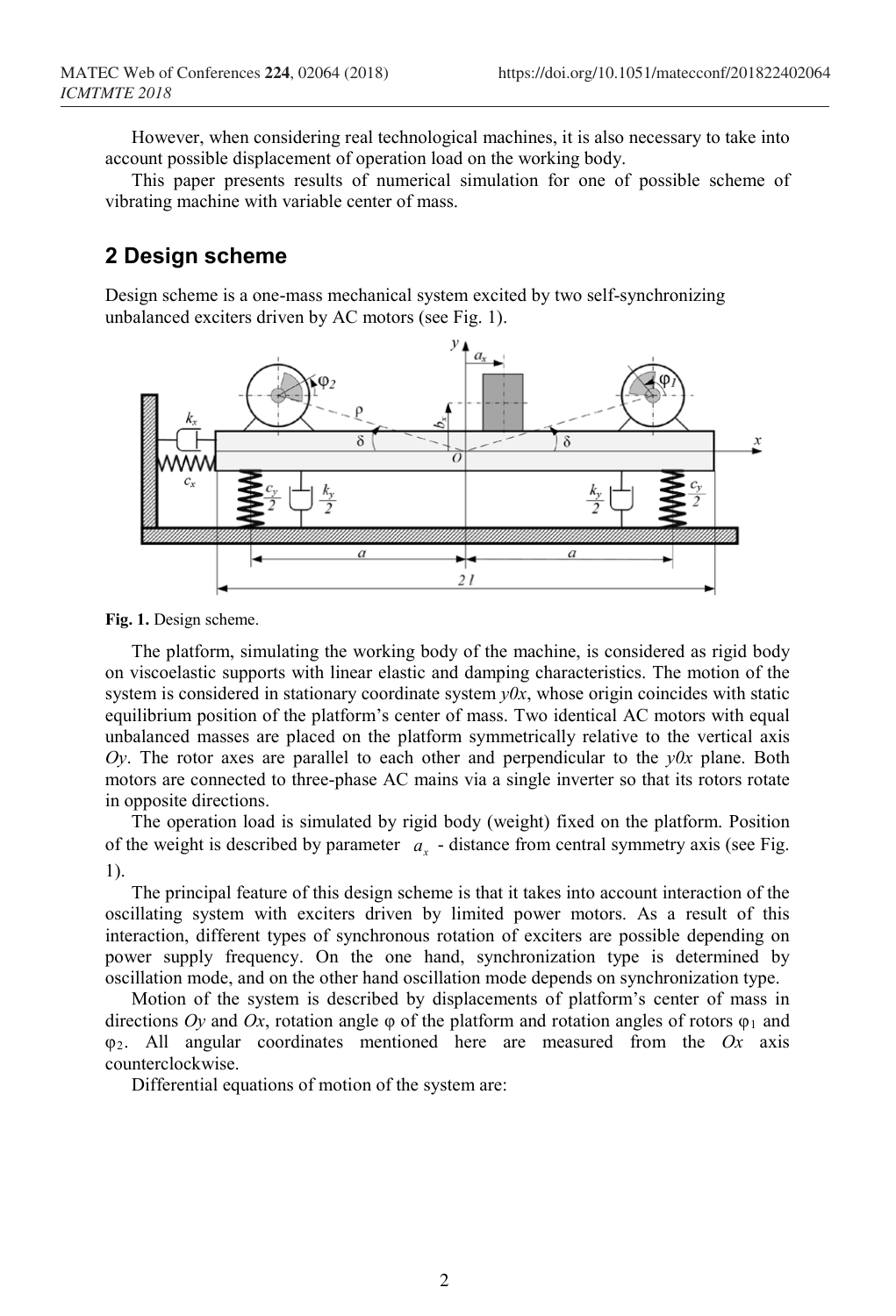However, when considering real technological machines, it is also necessary to take into account possible displacement of operation load on the working body.

This paper presents results of numerical simulation for one of possible scheme of vibrating machine with variable center of mass.

## 2 Design scheme

Design scheme is a one-mass mechanical system excited by two self-synchronizing unbalanced exciters driven by AC motors (see Fig. 1).

**Fig. 1.** Design scheme.

The platform, simulating the working body of the machine, is considered as rigid body on viscoelastic supports with linear elastic and damping characteristics. The motion of the system is considered in stationary coordinate system $y0x$, whose origin coincides with static equilibrium position of the platform's center of mass. Two identical AC motors with equal unbalanced masses are placed on the platform symmetrically relative to the vertical axis $Oy$. The rotor axes are parallel to each other and perpendicular to the $y0x$ plane. Both motors are connected to three-phase AC mains via a single inverter so that its rotors rotate in opposite directions.

The operation load is simulated by rigid body (weight) fixed on the platform. Position of the weight is described by parameter $a_x$ - distance from central symmetry axis (see Fig. 1).

The principal feature of this design scheme is that it takes into account interaction of the oscillating system with exciters driven by limited power motors. As a result of this interaction, different types of synchronous rotation of exciters are possible depending on power supply frequency. On the one hand, synchronization type is determined by oscillation mode, and on the other hand oscillation mode depends on synchronization type.

Motion of the system is described by displacements of platform's center of mass in directions $Oy$ and $Ox$, rotation angle $\varphi$ of the platform and rotation angles of rotors $\varphi_1$ and $\varphi_2$. All angular coordinates mentioned here are measured from the $Ox$ axis counterclockwise.

Differential equations of motion of the system are: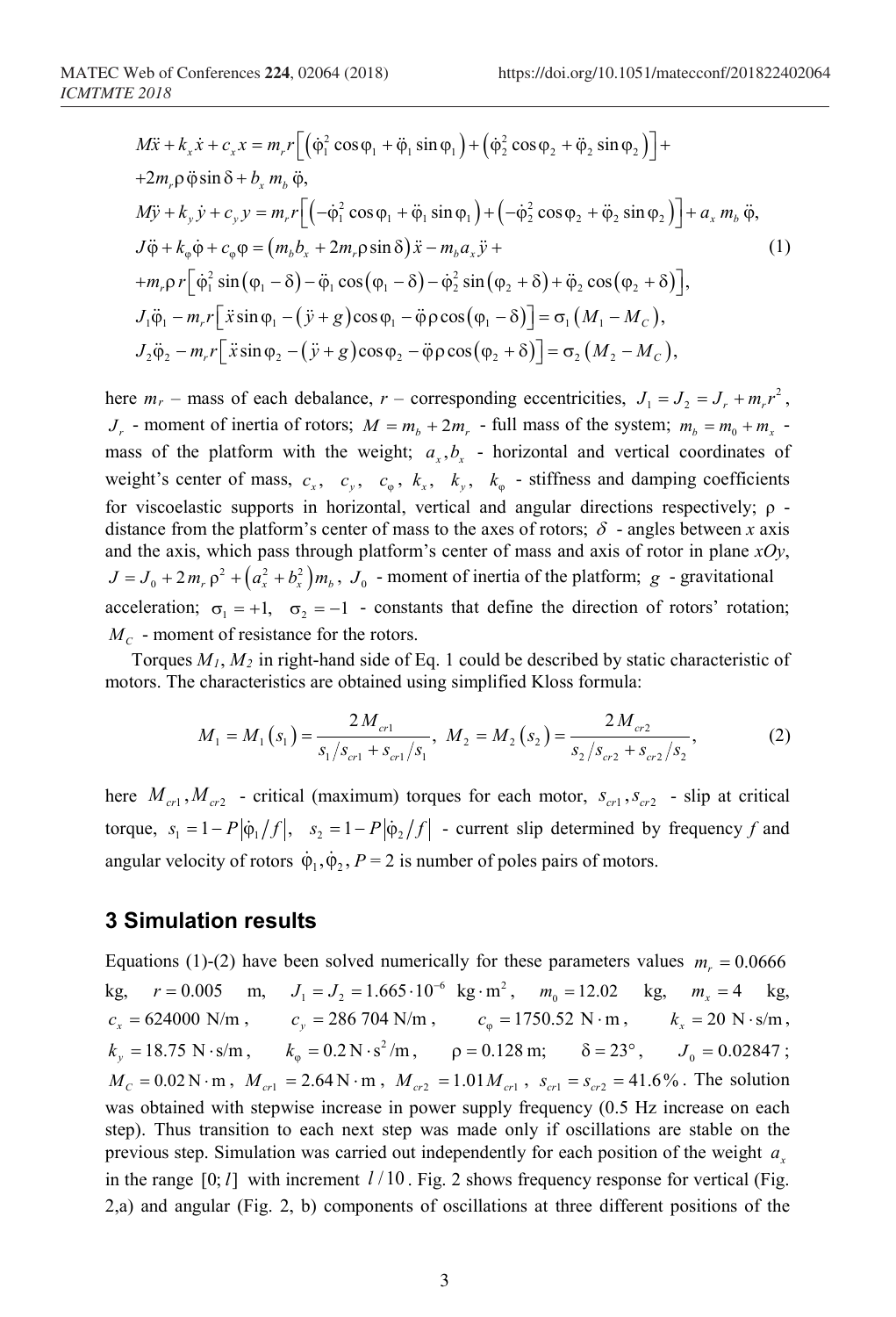$$
\begin{aligned}
&M\ddot{x} + k_x \dot{x} + c_x x = m_r r\left[\left(\dot{\varphi}_1^2 \cos\varphi_1 + \ddot{\varphi}_1 \sin\varphi_1\right) + \left(\dot{\varphi}_2^2 \cos\varphi_2 + \ddot{\varphi}_2 \sin\varphi_2\right)\right] + \\
&+ 2m_r \rho \ddot{\varphi} \sin\delta + b_x m_b \ddot{\varphi}, \\
&M\ddot{y} + k_y \dot{y} + c_y y = m_r r\left[\left(-\dot{\varphi}_1^2 \cos\varphi_1 + \ddot{\varphi}_1 \sin\varphi_1\right) + \left(-\dot{\varphi}_2^2 \cos\varphi_2 + \ddot{\varphi}_2 \sin\varphi_2\right)\right] + a_x m_b \ddot{\varphi}, \\
&J\ddot{\varphi} + k_\varphi \dot{\varphi} + c_\varphi \varphi = \left(m_b b_x + 2m_r \rho \sin\delta\right)\ddot{x} - m_b a_x \ddot{y} + \\
&+ m_r \rho r\left[\dot{\varphi}_1^2 \sin\left(\varphi_1 - \delta\right) - \ddot{\varphi}_1 \cos\left(\varphi_1 - \delta\right) - \dot{\varphi}_2^2 \sin\left(\varphi_2 + \delta\right) + \ddot{\varphi}_2 \cos\left(\varphi_2 + \delta\right)\right], \\
&J_1 \ddot{\varphi}_1 - m_r r\left[\ddot{x}\sin\varphi_1 - \left(\ddot{y} + g\right)\cos\varphi_1 - \ddot{\varphi}\rho\cos\left(\varphi_1 - \delta\right)\right] = \sigma_1\left(M_1 - M_C\right), \\
&J_2 \ddot{\varphi}_2 - m_r r\left[\ddot{x}\sin\varphi_2 - \left(\ddot{y} + g\right)\cos\varphi_2 - \ddot{\varphi}\rho\cos\left(\varphi_2 + \delta\right)\right] = \sigma_2\left(M_2 - M_C\right),
\end{aligned}
\tag{1}
$$

here $m_r$ – mass of each debalance, $r$ – corresponding eccentricities, $J_1 = J_2 = J_r + m_r r^2$, $J_r$ - moment of inertia of rotors; $M = m_b + 2m_r$ - full mass of the system; $m_b = m_0 + m_x$ - mass of the platform with the weight; $a_x, b_x$ - horizontal and vertical coordinates of weight's center of mass, $c_x$, $c_y$, $c_\varphi$, $k_x$, $k_y$, $k_\varphi$ - stiffness and damping coefficients for viscoelastic supports in horizontal, vertical and angular directions respectively; $\rho$ - distance from the platform's center of mass to the axes of rotors; $\delta$ - angles between $x$ axis and the axis, which pass through platform's center of mass and axis of rotor in plane $xOy$, $J = J_0 + 2m_r\rho^2 + \left(a_x^2 + b_x^2\right)m_b$, $J_0$ - moment of inertia of the platform; $g$ - gravitational acceleration; $\sigma_1 = +1$, $\sigma_2 = -1$ - constants that define the direction of rotors' rotation; $M_C$ - moment of resistance for the rotors.

Torques $M_1$, $M_2$ in right-hand side of Eq. 1 could be described by static characteristic of motors. The characteristics are obtained using simplified Kloss formula:

$$
M_1 = M_1\left(s_1\right) = \frac{2M_{cr1}}{s_1/s_{cr1} + s_{cr1}/s_1}, \quad M_2 = M_2\left(s_2\right) = \frac{2M_{cr2}}{s_2/s_{cr2} + s_{cr2}/s_2}, \tag{2}
$$

here $M_{cr1}, M_{cr2}$ - critical (maximum) torques for each motor, $s_{cr1}, s_{cr2}$ - slip at critical torque, $s_1 = 1 - P\left|\dot{\varphi}_1/f\right|$, $s_2 = 1 - P\left|\dot{\varphi}_2/f\right|$ - current slip determined by frequency $f$ and angular velocity of rotors $\dot{\varphi}_1, \dot{\varphi}_2$, $P = 2$ is number of poles pairs of motors.

## 3 Simulation results

Equations (1)-(2) have been solved numerically for these parameters values $m_r = 0.0666$ kg, $r = 0.005$ m, $J_1 = J_2 = 1.665 \cdot 10^{-6}$ kg$\cdot$m$^2$, $m_0 = 12.02$ kg, $m_x = 4$ kg, $c_x = 624000$ N/m, $c_y = 286\,704$ N/m, $c_\varphi = 1750.52$ N$\cdot$m, $k_x = 20$ N$\cdot$s/m, $k_y = 18.75$ N$\cdot$s/m, $k_\varphi = 0.2$ N$\cdot$s$^2$/m, $\rho = 0.128$ m; $\delta = 23°$, $J_0 = 0.02847$; $M_C = 0.02$ N$\cdot$m, $M_{cr1} = 2.64$ N$\cdot$m, $M_{cr2} = 1.01 M_{cr1}$, $s_{cr1} = s_{cr2} = 41.6\%$. The solution was obtained with stepwise increase in power supply frequency (0.5 Hz increase on each step). Thus transition to each next step was made only if oscillations are stable on the previous step. Simulation was carried out independently for each position of the weight $a_x$ in the range $[0; l]$ with increment $l/10$. Fig. 2 shows frequency response for vertical (Fig. 2,a) and angular (Fig. 2, b) components of oscillations at three different positions of the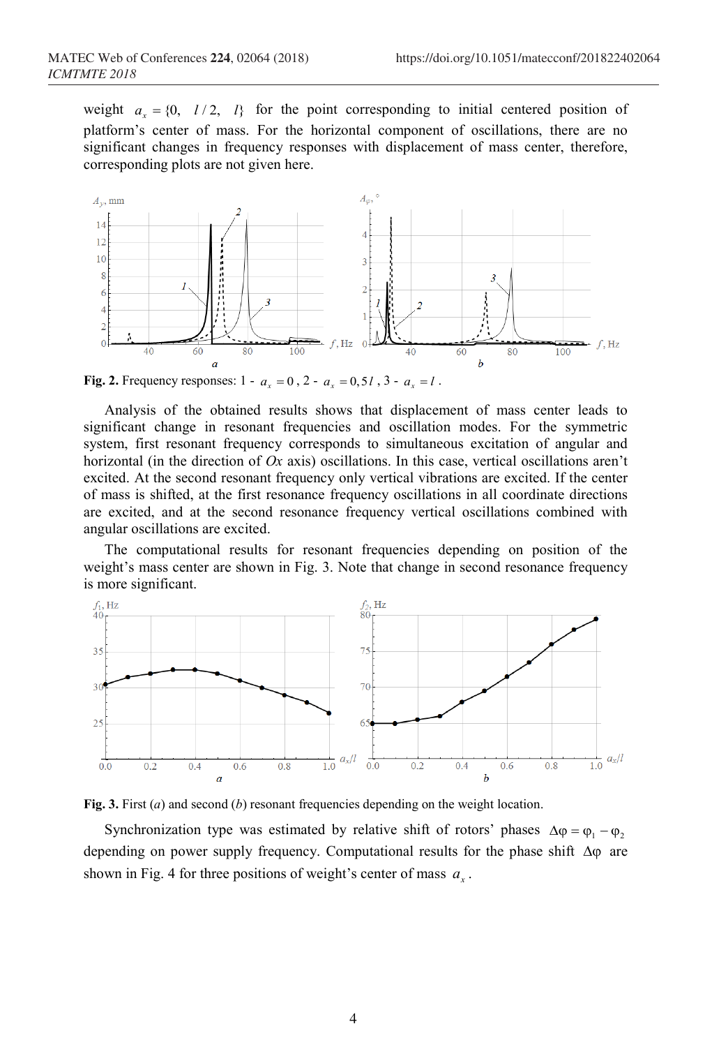weight $a_x = \{0, \; l/2, \; l\}$ for the point corresponding to initial centered position of platform's center of mass. For the horizontal component of oscillations, there are no significant changes in frequency responses with displacement of mass center, therefore, corresponding plots are not given here.

**Fig. 2.** Frequency responses: 1 - $a_x = 0$, 2 - $a_x = 0{,}5l$, 3 - $a_x = l$.

Analysis of the obtained results shows that displacement of mass center leads to significant change in resonant frequencies and oscillation modes. For the symmetric system, first resonant frequency corresponds to simultaneous excitation of angular and horizontal (in the direction of *Ox* axis) oscillations. In this case, vertical oscillations aren't excited. At the second resonant frequency only vertical vibrations are excited. If the center of mass is shifted, at the first resonance frequency oscillations in all coordinate directions are excited, and at the second resonance frequency vertical oscillations combined with angular oscillations are excited.

The computational results for resonant frequencies depending on position of the weight's mass center are shown in Fig. 3. Note that change in second resonance frequency is more significant.

**Fig. 3.** First (*a*) and second (*b*) resonant frequencies depending on the weight location.

Synchronization type was estimated by relative shift of rotors' phases $\Delta\varphi = \varphi_1 - \varphi_2$ depending on power supply frequency. Computational results for the phase shift $\Delta\varphi$ are shown in Fig. 4 for three positions of weight's center of mass $a_x$.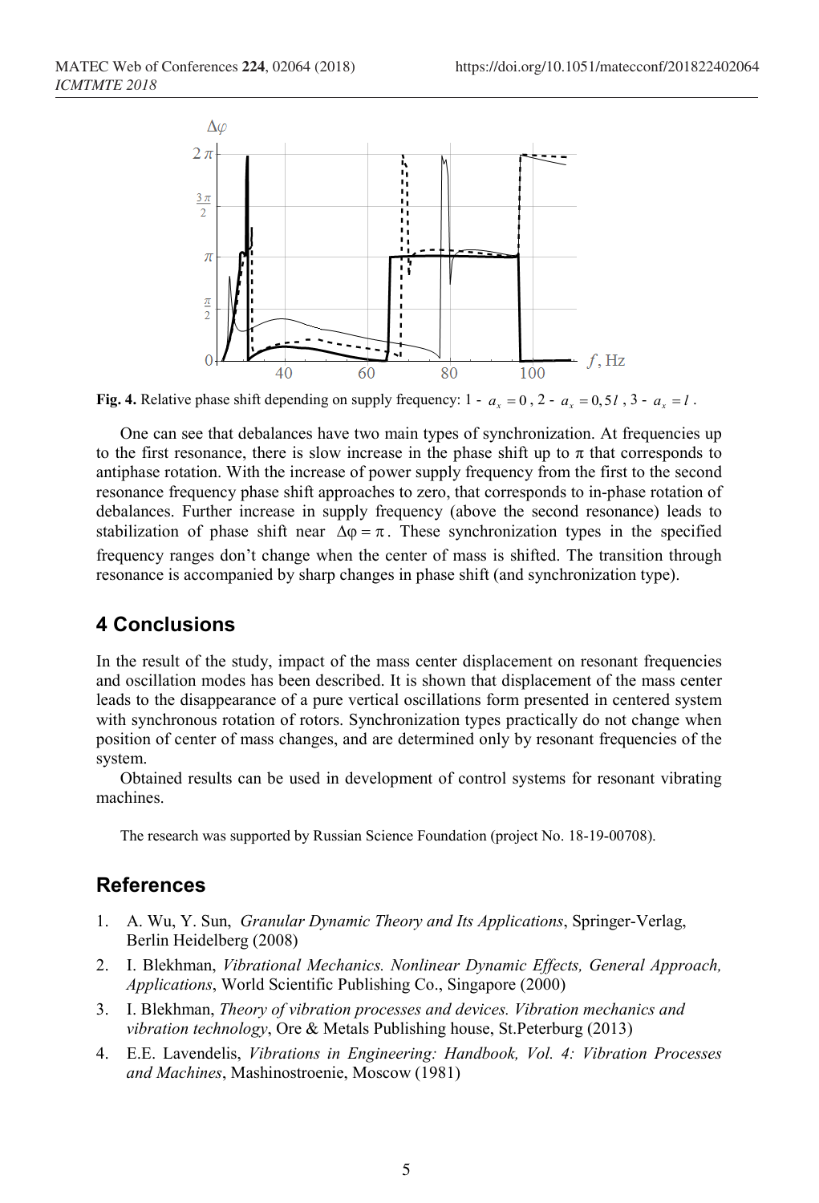**Fig. 4.** Relative phase shift depending on supply frequency: 1 - $a_x = 0$, 2 - $a_x = 0,5l$, 3 - $a_x = l$.

One can see that debalances have two main types of synchronization. At frequencies up to the first resonance, there is slow increase in the phase shift up to π that corresponds to antiphase rotation. With the increase of power supply frequency from the first to the second resonance frequency phase shift approaches to zero, that corresponds to in-phase rotation of debalances. Further increase in supply frequency (above the second resonance) leads to stabilization of phase shift near $\Delta\varphi = \pi$. These synchronization types in the specified frequency ranges don't change when the center of mass is shifted. The transition through resonance is accompanied by sharp changes in phase shift (and synchronization type).

## 4 Conclusions

In the result of the study, impact of the mass center displacement on resonant frequencies and oscillation modes has been described. It is shown that displacement of the mass center leads to the disappearance of a pure vertical oscillations form presented in centered system with synchronous rotation of rotors. Synchronization types practically do not change when position of center of mass changes, and are determined only by resonant frequencies of the system.

Obtained results can be used in development of control systems for resonant vibrating machines.

The research was supported by Russian Science Foundation (project No. 18-19-00708).

## References

1. A. Wu, Y. Sun, *Granular Dynamic Theory and Its Applications*, Springer-Verlag, Berlin Heidelberg (2008)
2. I. Blekhman, *Vibrational Mechanics. Nonlinear Dynamic Effects, General Approach, Applications*, World Scientific Publishing Co., Singapore (2000)
3. I. Blekhman, *Theory of vibration processes and devices. Vibration mechanics and vibration technology*, Ore & Metals Publishing house, St.Peterburg (2013)
4. E.E. Lavendelis, *Vibrations in Engineering: Handbook, Vol. 4: Vibration Processes and Machines*, Mashinostroenie, Moscow (1981)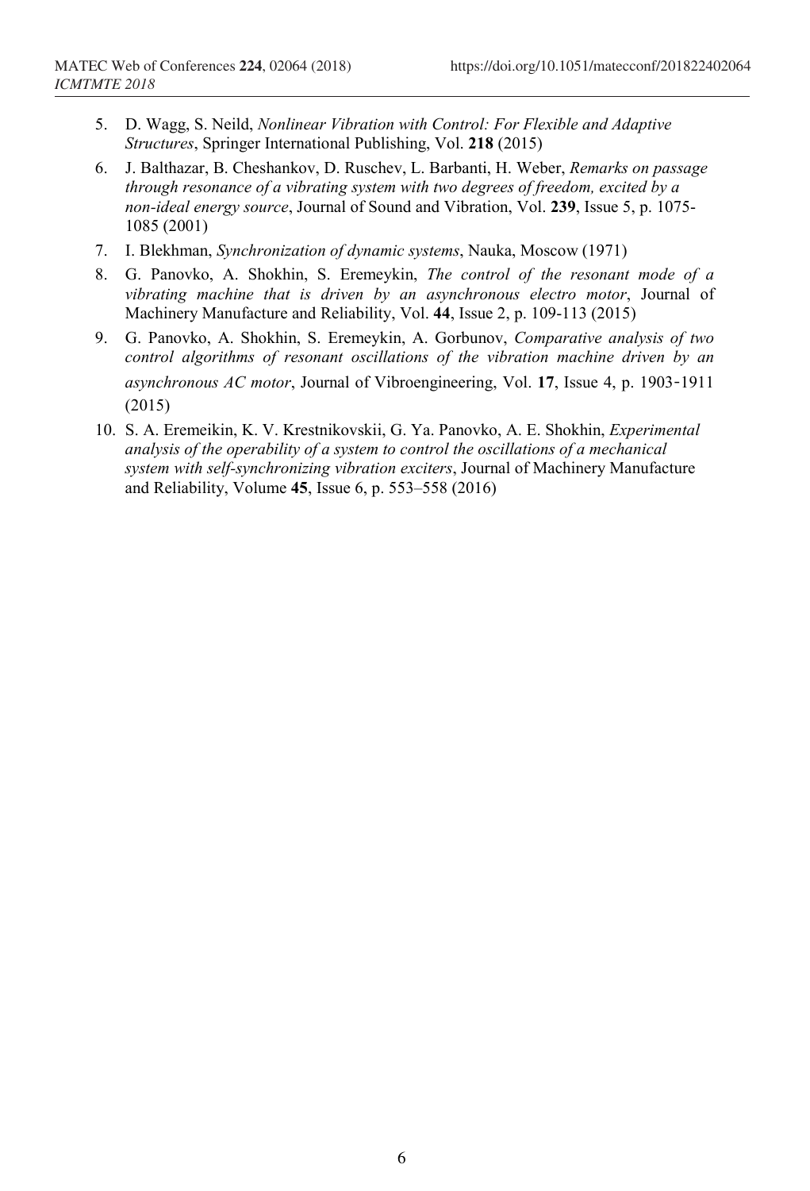5. D. Wagg, S. Neild, *Nonlinear Vibration with Control: For Flexible and Adaptive Structures*, Springer International Publishing, Vol. **218** (2015)
6. J. Balthazar, B. Cheshankov, D. Ruschev, L. Barbanti, H. Weber, *Remarks on passage through resonance of a vibrating system with two degrees of freedom, excited by a non-ideal energy source*, Journal of Sound and Vibration, Vol. **239**, Issue 5, p. 1075-1085 (2001)
7. I. Blekhman, *Synchronization of dynamic systems*, Nauka, Moscow (1971)
8. G. Panovko, A. Shokhin, S. Eremeykin, *The control of the resonant mode of a vibrating machine that is driven by an asynchronous electro motor*, Journal of Machinery Manufacture and Reliability, Vol. **44**, Issue 2, p. 109-113 (2015)
9. G. Panovko, A. Shokhin, S. Eremeykin, A. Gorbunov, *Comparative analysis of two control algorithms of resonant oscillations of the vibration machine driven by an asynchronous AC motor*, Journal of Vibroengineering, Vol. **17**, Issue 4, p. 1903‑1911 (2015)
10. S. A. Eremeikin, K. V. Krestnikovskii, G. Ya. Panovko, A. E. Shokhin, *Experimental analysis of the operability of a system to control the oscillations of a mechanical system with self-synchronizing vibration exciters*, Journal of Machinery Manufacture and Reliability, Volume **45**, Issue 6, p. 553–558 (2016)